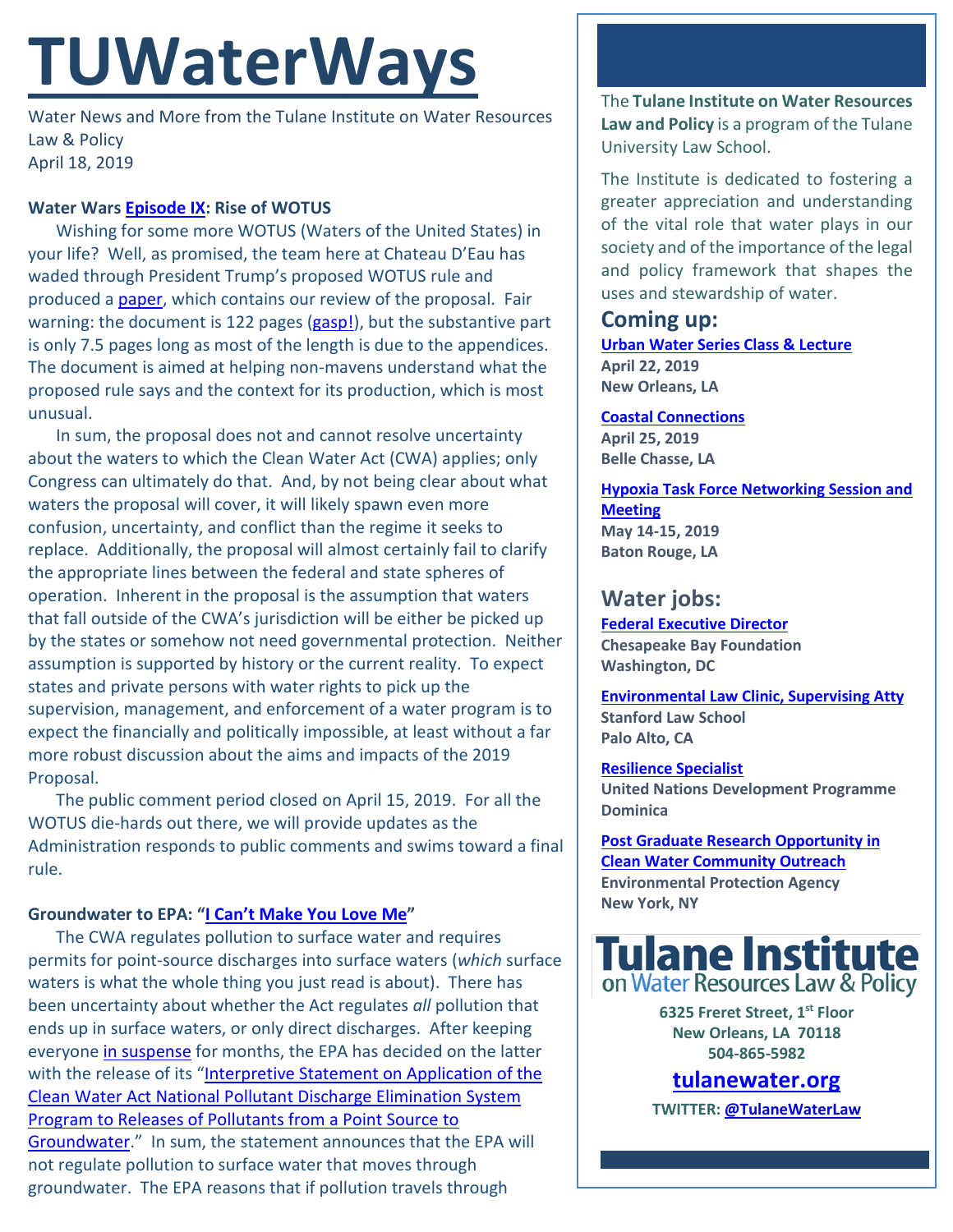# TUWaterWays

Water News and More from the Tulane Institute on Water Resources Law & Policy
April 18, 2019

**Water Wars Episode IX: Rise of WOTUS**

Wishing for some more WOTUS (Waters of the United States) in your life? Well, as promised, the team here at Chateau D'Eau has waded through President Trump's proposed WOTUS rule and produced a paper, which contains our review of the proposal. Fair warning: the document is 122 pages (gasp!), but the substantive part is only 7.5 pages long as most of the length is due to the appendices. The document is aimed at helping non-mavens understand what the proposed rule says and the context for its production, which is most unusual.

In sum, the proposal does not and cannot resolve uncertainty about the waters to which the Clean Water Act (CWA) applies; only Congress can ultimately do that. And, by not being clear about what waters the proposal will cover, it will likely spawn even more confusion, uncertainty, and conflict than the regime it seeks to replace. Additionally, the proposal will almost certainly fail to clarify the appropriate lines between the federal and state spheres of operation. Inherent in the proposal is the assumption that waters that fall outside of the CWA's jurisdiction will be either be picked up by the states or somehow not need governmental protection. Neither assumption is supported by history or the current reality. To expect states and private persons with water rights to pick up the supervision, management, and enforcement of a water program is to expect the financially and politically impossible, at least without a far more robust discussion about the aims and impacts of the 2019 Proposal.

The public comment period closed on April 15, 2019. For all the WOTUS die-hards out there, we will provide updates as the Administration responds to public comments and swims toward a final rule.

**Groundwater to EPA: "I Can't Make You Love Me"**

The CWA regulates pollution to surface water and requires permits for point-source discharges into surface waters (*which* surface waters is what the whole thing you just read is about). There has been uncertainty about whether the Act regulates *all* pollution that ends up in surface waters, or only direct discharges. After keeping everyone in suspense for months, the EPA has decided on the latter with the release of its "Interpretive Statement on Application of the Clean Water Act National Pollutant Discharge Elimination System Program to Releases of Pollutants from a Point Source to Groundwater." In sum, the statement announces that the EPA will not regulate pollution to surface water that moves through groundwater. The EPA reasons that if pollution travels through

---

The **Tulane Institute on Water Resources Law and Policy** is a program of the Tulane University Law School.

The Institute is dedicated to fostering a greater appreciation and understanding of the vital role that water plays in our society and of the importance of the legal and policy framework that shapes the uses and stewardship of water.

## Coming up:

**Urban Water Series Class & Lecture**
**April 22, 2019**
**New Orleans, LA**

**Coastal Connections**
**April 25, 2019**
**Belle Chasse, LA**

**Hypoxia Task Force Networking Session and Meeting**
**May 14-15, 2019**
**Baton Rouge, LA**

## Water jobs:

**Federal Executive Director**
**Chesapeake Bay Foundation**
**Washington, DC**

**Environmental Law Clinic, Supervising Atty**
**Stanford Law School**
**Palo Alto, CA**

**Resilience Specialist**
**United Nations Development Programme**
**Dominica**

**Post Graduate Research Opportunity in Clean Water Community Outreach**
**Environmental Protection Agency**
**New York, NY**

**Tulane Institute on Water Resources Law & Policy**

**6325 Freret Street, 1st Floor**
**New Orleans, LA 70118**
**504-865-5982**

**tulanewater.org**

**TWITTER: @TulaneWaterLaw**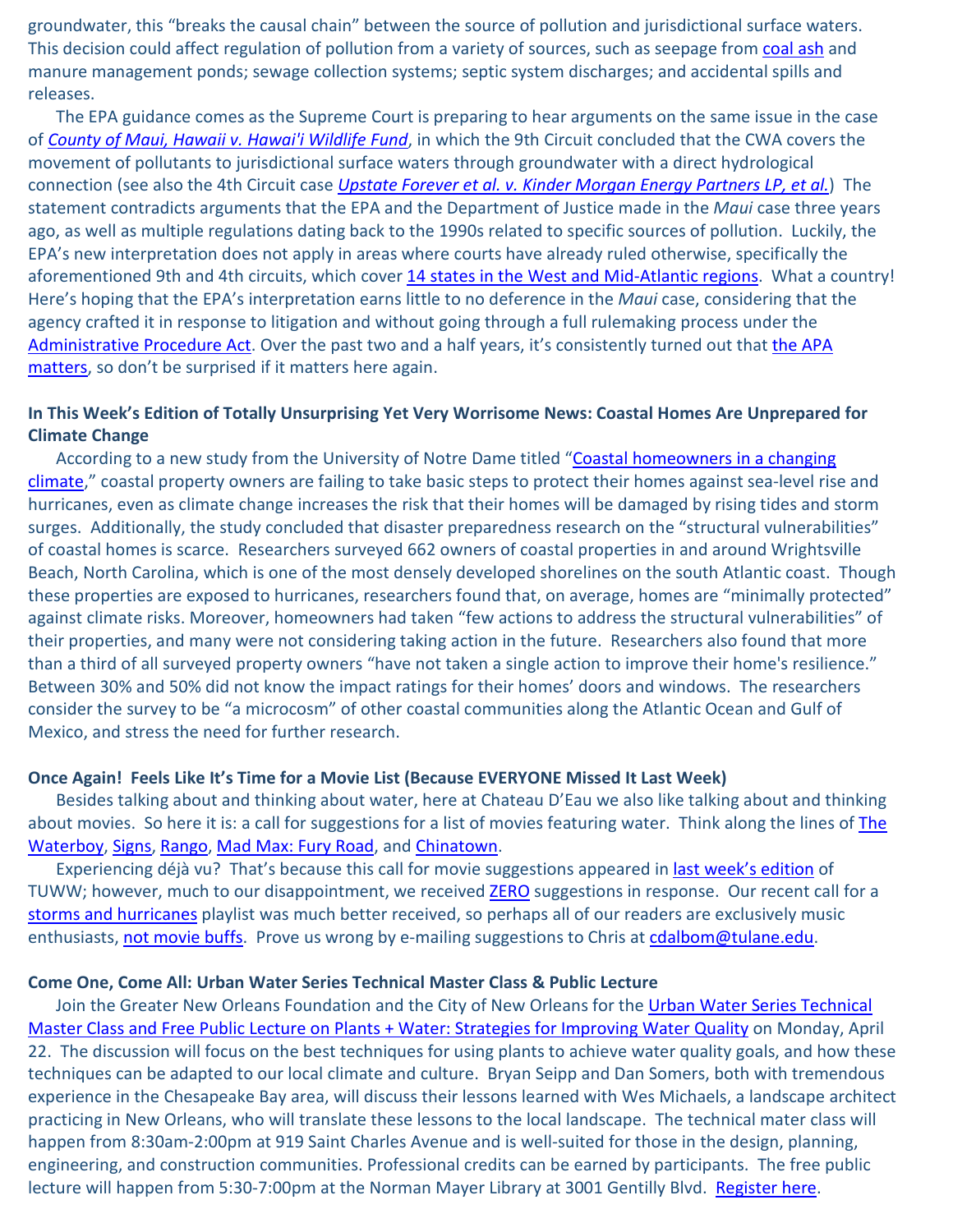groundwater, this "breaks the causal chain" between the source of pollution and jurisdictional surface waters. This decision could affect regulation of pollution from a variety of sources, such as seepage from coal ash and manure management ponds; sewage collection systems; septic system discharges; and accidental spills and releases.

The EPA guidance comes as the Supreme Court is preparing to hear arguments on the same issue in the case of *County of Maui, Hawaii v. Hawai'i Wildlife Fund*, in which the 9th Circuit concluded that the CWA covers the movement of pollutants to jurisdictional surface waters through groundwater with a direct hydrological connection (see also the 4th Circuit case *Upstate Forever et al. v. Kinder Morgan Energy Partners LP, et al.*) The statement contradicts arguments that the EPA and the Department of Justice made in the *Maui* case three years ago, as well as multiple regulations dating back to the 1990s related to specific sources of pollution. Luckily, the EPA's new interpretation does not apply in areas where courts have already ruled otherwise, specifically the aforementioned 9th and 4th circuits, which cover 14 states in the West and Mid-Atlantic regions. What a country! Here's hoping that the EPA's interpretation earns little to no deference in the *Maui* case, considering that the agency crafted it in response to litigation and without going through a full rulemaking process under the Administrative Procedure Act. Over the past two and a half years, it's consistently turned out that the APA matters, so don't be surprised if it matters here again.

**In This Week's Edition of Totally Unsurprising Yet Very Worrisome News: Coastal Homes Are Unprepared for Climate Change**

According to a new study from the University of Notre Dame titled "Coastal homeowners in a changing climate," coastal property owners are failing to take basic steps to protect their homes against sea-level rise and hurricanes, even as climate change increases the risk that their homes will be damaged by rising tides and storm surges. Additionally, the study concluded that disaster preparedness research on the "structural vulnerabilities" of coastal homes is scarce. Researchers surveyed 662 owners of coastal properties in and around Wrightsville Beach, North Carolina, which is one of the most densely developed shorelines on the south Atlantic coast. Though these properties are exposed to hurricanes, researchers found that, on average, homes are "minimally protected" against climate risks. Moreover, homeowners had taken "few actions to address the structural vulnerabilities" of their properties, and many were not considering taking action in the future. Researchers also found that more than a third of all surveyed property owners "have not taken a single action to improve their home's resilience." Between 30% and 50% did not know the impact ratings for their homes' doors and windows. The researchers consider the survey to be "a microcosm" of other coastal communities along the Atlantic Ocean and Gulf of Mexico, and stress the need for further research.

**Once Again! Feels Like It's Time for a Movie List (Because EVERYONE Missed It Last Week)**

Besides talking about and thinking about water, here at Chateau D'Eau we also like talking about and thinking about movies. So here it is: a call for suggestions for a list of movies featuring water. Think along the lines of The Waterboy, Signs, Rango, Mad Max: Fury Road, and Chinatown.

Experiencing déjà vu? That's because this call for movie suggestions appeared in last week's edition of TUWW; however, much to our disappointment, we received ZERO suggestions in response. Our recent call for a storms and hurricanes playlist was much better received, so perhaps all of our readers are exclusively music enthusiasts, not movie buffs. Prove us wrong by e-mailing suggestions to Chris at cdalbom@tulane.edu.

**Come One, Come All: Urban Water Series Technical Master Class & Public Lecture**

Join the Greater New Orleans Foundation and the City of New Orleans for the Urban Water Series Technical Master Class and Free Public Lecture on Plants + Water: Strategies for Improving Water Quality on Monday, April 22. The discussion will focus on the best techniques for using plants to achieve water quality goals, and how these techniques can be adapted to our local climate and culture. Bryan Seipp and Dan Somers, both with tremendous experience in the Chesapeake Bay area, will discuss their lessons learned with Wes Michaels, a landscape architect practicing in New Orleans, who will translate these lessons to the local landscape. The technical mater class will happen from 8:30am-2:00pm at 919 Saint Charles Avenue and is well-suited for those in the design, planning, engineering, and construction communities. Professional credits can be earned by participants. The free public lecture will happen from 5:30-7:00pm at the Norman Mayer Library at 3001 Gentilly Blvd. Register here.